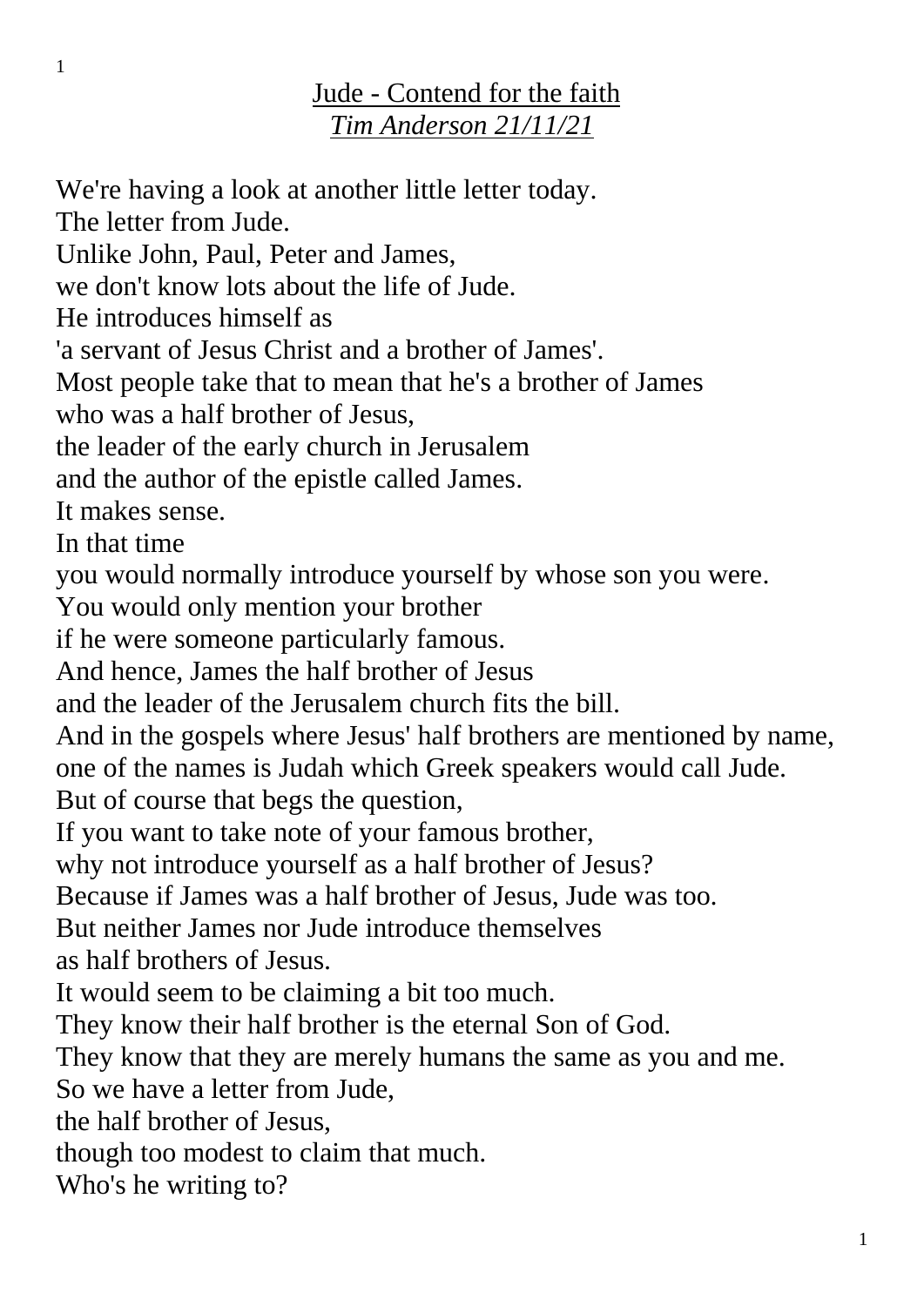# Jude - Contend for the faith

*Tim Anderson 21/11/21*

We're having a look at another little letter today.
The letter from Jude.
Unlike John, Paul, Peter and James,
we don't know lots about the life of Jude.
He introduces himself as
'a servant of Jesus Christ and a brother of James'.
Most people take that to mean that he's a brother of James
who was a half brother of Jesus,
the leader of the early church in Jerusalem
and the author of the epistle called James.
It makes sense.
In that time
you would normally introduce yourself by whose son you were.
You would only mention your brother
if he were someone particularly famous.
And hence, James the half brother of Jesus
and the leader of the Jerusalem church fits the bill.
And in the gospels where Jesus' half brothers are mentioned by name,
one of the names is Judah which Greek speakers would call Jude.
But of course that begs the question,
If you want to take note of your famous brother,
why not introduce yourself as a half brother of Jesus?
Because if James was a half brother of Jesus, Jude was too.
But neither James nor Jude introduce themselves
as half brothers of Jesus.
It would seem to be claiming a bit too much.
They know their half brother is the eternal Son of God.
They know that they are merely humans the same as you and me.
So we have a letter from Jude,
the half brother of Jesus,
though too modest to claim that much.
Who's he writing to?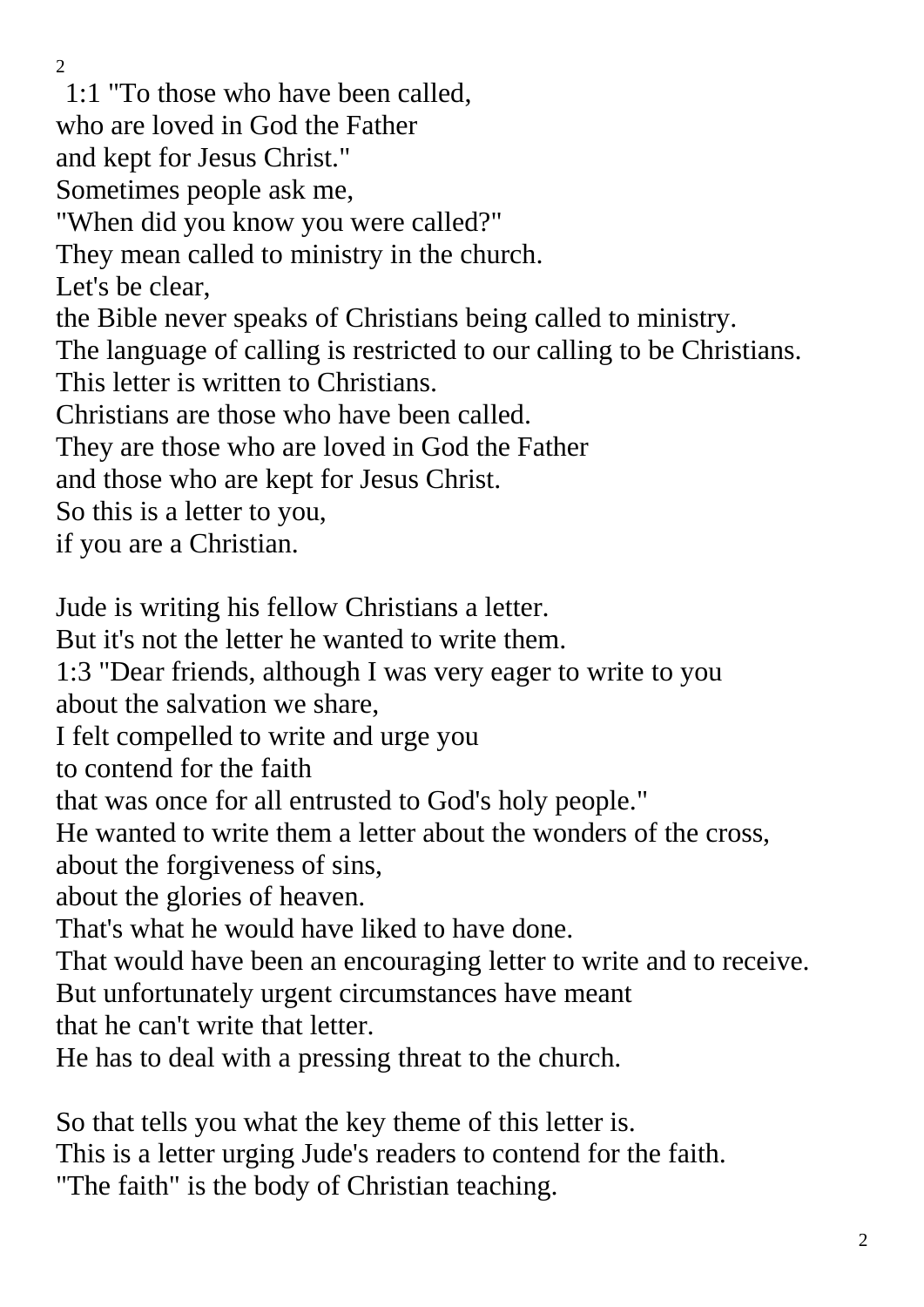1:1 "To those who have been called,
who are loved in God the Father
and kept for Jesus Christ."
Sometimes people ask me,
"When did you know you were called?"
They mean called to ministry in the church.
Let's be clear,
the Bible never speaks of Christians being called to ministry.
The language of calling is restricted to our calling to be Christians.
This letter is written to Christians.
Christians are those who have been called.
They are those who are loved in God the Father
and those who are kept for Jesus Christ.
So this is a letter to you,
if you are a Christian.

Jude is writing his fellow Christians a letter.
But it's not the letter he wanted to write them.
1:3 "Dear friends, although I was very eager to write to you
about the salvation we share,
I felt compelled to write and urge you
to contend for the faith
that was once for all entrusted to God's holy people."
He wanted to write them a letter about the wonders of the cross,
about the forgiveness of sins,
about the glories of heaven.
That's what he would have liked to have done.
That would have been an encouraging letter to write and to receive.
But unfortunately urgent circumstances have meant
that he can't write that letter.
He has to deal with a pressing threat to the church.

So that tells you what the key theme of this letter is.
This is a letter urging Jude's readers to contend for the faith.
"The faith" is the body of Christian teaching.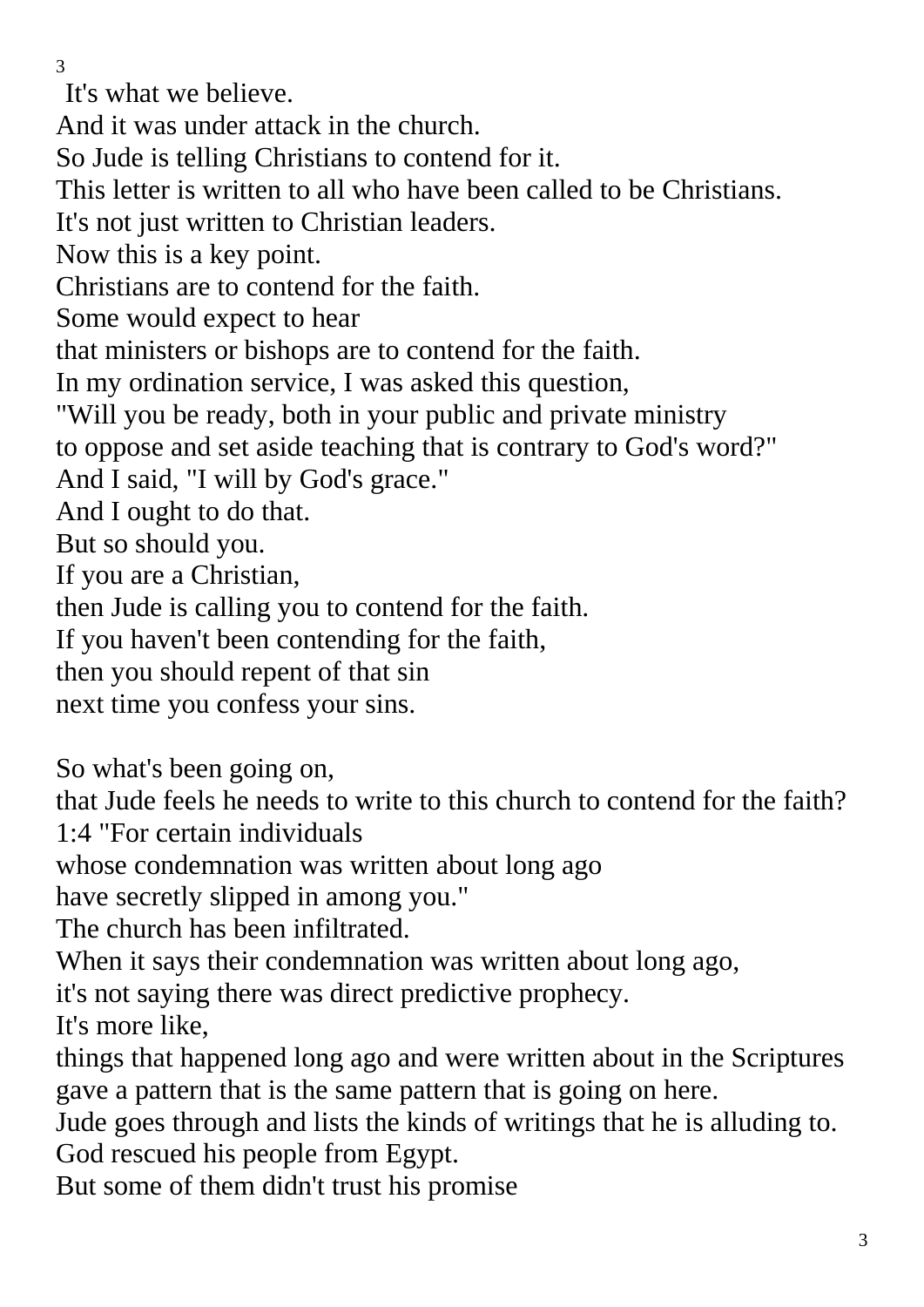It's what we believe.
And it was under attack in the church.
So Jude is telling Christians to contend for it.
This letter is written to all who have been called to be Christians.
It's not just written to Christian leaders.
Now this is a key point.
Christians are to contend for the faith.
Some would expect to hear
that ministers or bishops are to contend for the faith.
In my ordination service, I was asked this question,
"Will you be ready, both in your public and private ministry
to oppose and set aside teaching that is contrary to God's word?"
And I said, "I will by God's grace."
And I ought to do that.
But so should you.
If you are a Christian,
then Jude is calling you to contend for the faith.
If you haven't been contending for the faith,
then you should repent of that sin
next time you confess your sins.

So what's been going on,
that Jude feels he needs to write to this church to contend for the faith?
1:4 "For certain individuals
whose condemnation was written about long ago
have secretly slipped in among you."
The church has been infiltrated.
When it says their condemnation was written about long ago,
it's not saying there was direct predictive prophecy.
It's more like,
things that happened long ago and were written about in the Scriptures
gave a pattern that is the same pattern that is going on here.
Jude goes through and lists the kinds of writings that he is alluding to.
God rescued his people from Egypt.
But some of them didn't trust his promise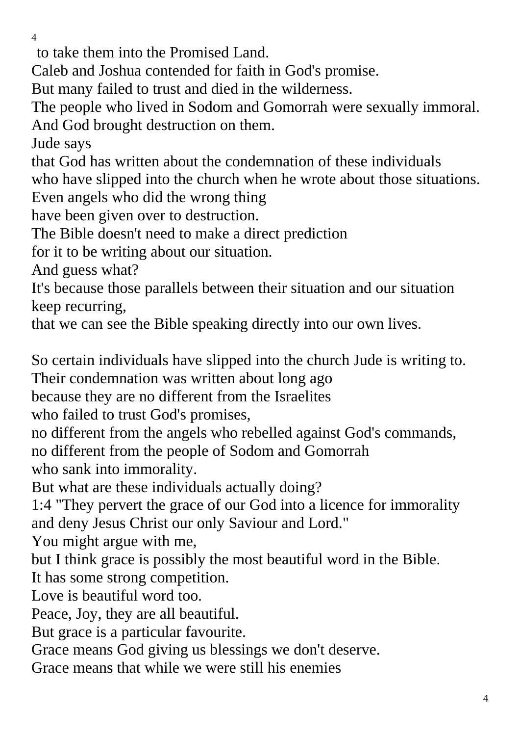to take them into the Promised Land.
Caleb and Joshua contended for faith in God's promise.
But many failed to trust and died in the wilderness.
The people who lived in Sodom and Gomorrah were sexually immoral.
And God brought destruction on them.
Jude says
that God has written about the condemnation of these individuals
who have slipped into the church when he wrote about those situations.
Even angels who did the wrong thing
have been given over to destruction.
The Bible doesn't need to make a direct prediction
for it to be writing about our situation.
And guess what?
It's because those parallels between their situation and our situation keep recurring,
that we can see the Bible speaking directly into our own lives.

So certain individuals have slipped into the church Jude is writing to.
Their condemnation was written about long ago
because they are no different from the Israelites
who failed to trust God's promises,
no different from the angels who rebelled against God's commands,
no different from the people of Sodom and Gomorrah
who sank into immorality.
But what are these individuals actually doing?
1:4 "They pervert the grace of our God into a licence for immorality and deny Jesus Christ our only Saviour and Lord."
You might argue with me,
but I think grace is possibly the most beautiful word in the Bible.
It has some strong competition.
Love is beautiful word too.
Peace, Joy, they are all beautiful.
But grace is a particular favourite.
Grace means God giving us blessings we don't deserve.
Grace means that while we were still his enemies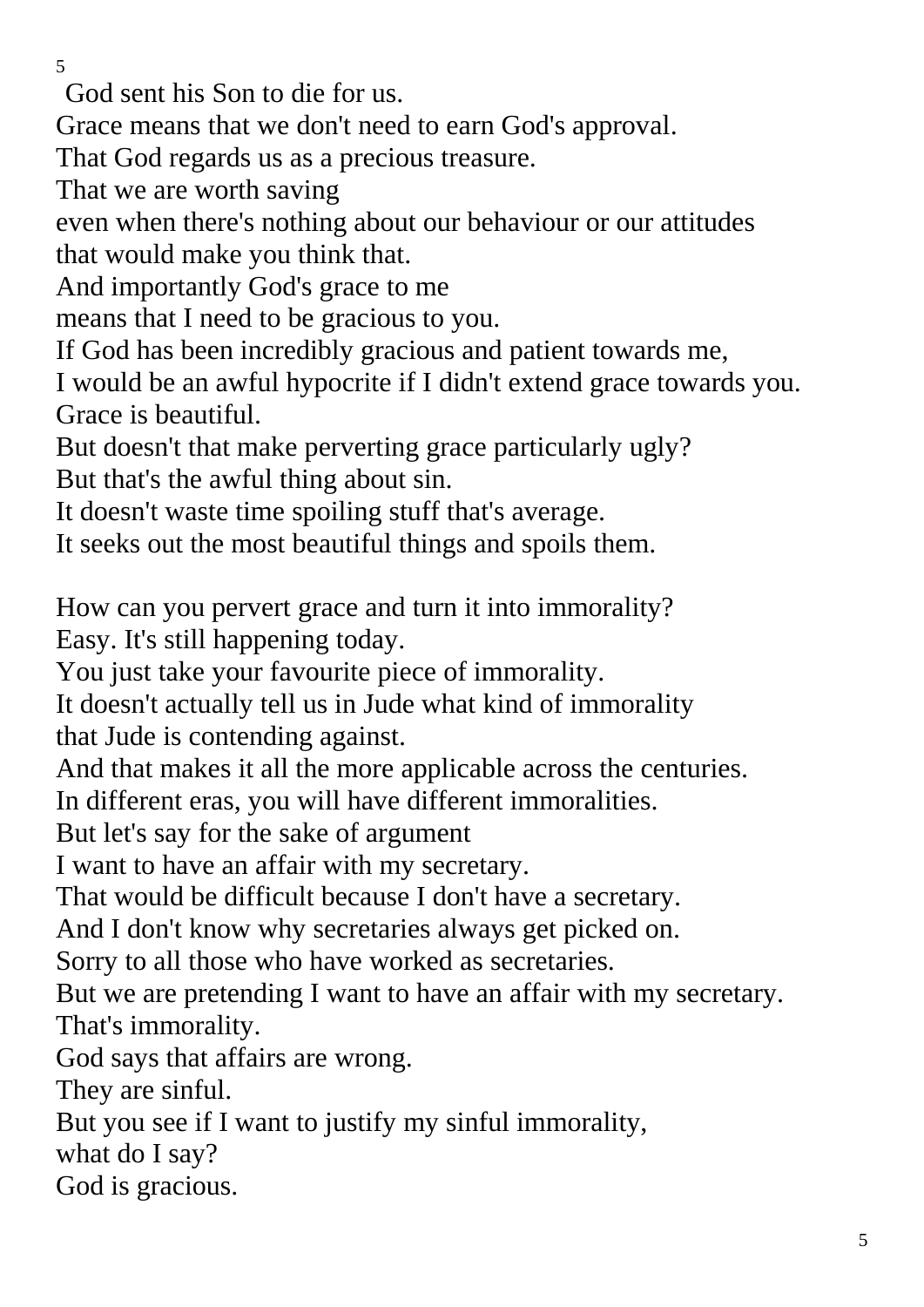God sent his Son to die for us.
Grace means that we don't need to earn God's approval.
That God regards us as a precious treasure.
That we are worth saving
even when there's nothing about our behaviour or our attitudes
that would make you think that.
And importantly God's grace to me
means that I need to be gracious to you.
If God has been incredibly gracious and patient towards me,
I would be an awful hypocrite if I didn't extend grace towards you.
Grace is beautiful.
But doesn't that make perverting grace particularly ugly?
But that's the awful thing about sin.
It doesn't waste time spoiling stuff that's average.
It seeks out the most beautiful things and spoils them.

How can you pervert grace and turn it into immorality?
Easy. It's still happening today.
You just take your favourite piece of immorality.
It doesn't actually tell us in Jude what kind of immorality
that Jude is contending against.
And that makes it all the more applicable across the centuries.
In different eras, you will have different immoralities.
But let's say for the sake of argument
I want to have an affair with my secretary.
That would be difficult because I don't have a secretary.
And I don't know why secretaries always get picked on.
Sorry to all those who have worked as secretaries.
But we are pretending I want to have an affair with my secretary.
That's immorality.
God says that affairs are wrong.
They are sinful.
But you see if I want to justify my sinful immorality,
what do I say?
God is gracious.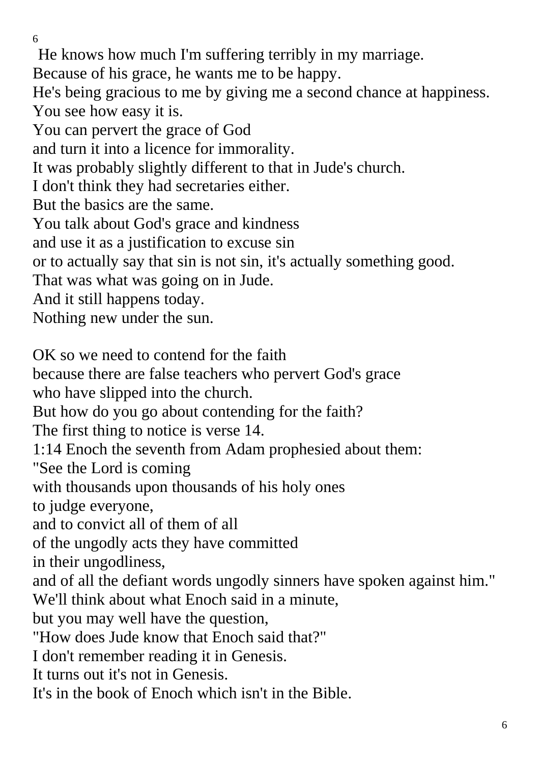He knows how much I'm suffering terribly in my marriage.
Because of his grace, he wants me to be happy.
He's being gracious to me by giving me a second chance at happiness.
You see how easy it is.
You can pervert the grace of God
and turn it into a licence for immorality.
It was probably slightly different to that in Jude's church.
I don't think they had secretaries either.
But the basics are the same.
You talk about God's grace and kindness
and use it as a justification to excuse sin
or to actually say that sin is not sin, it's actually something good.
That was what was going on in Jude.
And it still happens today.
Nothing new under the sun.

OK so we need to contend for the faith
because there are false teachers who pervert God's grace
who have slipped into the church.
But how do you go about contending for the faith?
The first thing to notice is verse 14.
1:14 Enoch the seventh from Adam prophesied about them:
"See the Lord is coming
with thousands upon thousands of his holy ones
to judge everyone,
and to convict all of them of all
of the ungodly acts they have committed
in their ungodliness,
and of all the defiant words ungodly sinners have spoken against him."
We'll think about what Enoch said in a minute,
but you may well have the question,
"How does Jude know that Enoch said that?"
I don't remember reading it in Genesis.
It turns out it's not in Genesis.
It's in the book of Enoch which isn't in the Bible.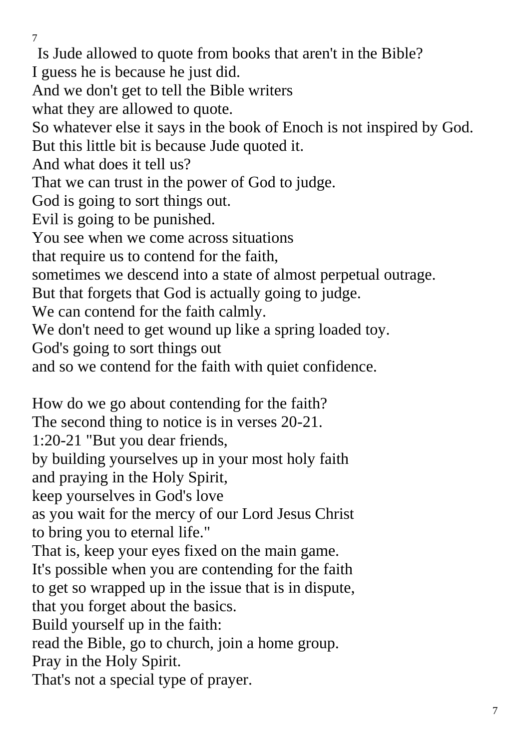Is Jude allowed to quote from books that aren't in the Bible?
I guess he is because he just did.
And we don't get to tell the Bible writers
what they are allowed to quote.
So whatever else it says in the book of Enoch is not inspired by God.
But this little bit is because Jude quoted it.
And what does it tell us?
That we can trust in the power of God to judge.
God is going to sort things out.
Evil is going to be punished.
You see when we come across situations
that require us to contend for the faith,
sometimes we descend into a state of almost perpetual outrage.
But that forgets that God is actually going to judge.
We can contend for the faith calmly.
We don't need to get wound up like a spring loaded toy.
God's going to sort things out
and so we contend for the faith with quiet confidence.

How do we go about contending for the faith?
The second thing to notice is in verses 20-21.
1:20-21 "But you dear friends,
by building yourselves up in your most holy faith
and praying in the Holy Spirit,
keep yourselves in God's love
as you wait for the mercy of our Lord Jesus Christ
to bring you to eternal life."
That is, keep your eyes fixed on the main game.
It's possible when you are contending for the faith
to get so wrapped up in the issue that is in dispute,
that you forget about the basics.
Build yourself up in the faith:
read the Bible, go to church, join a home group.
Pray in the Holy Spirit.
That's not a special type of prayer.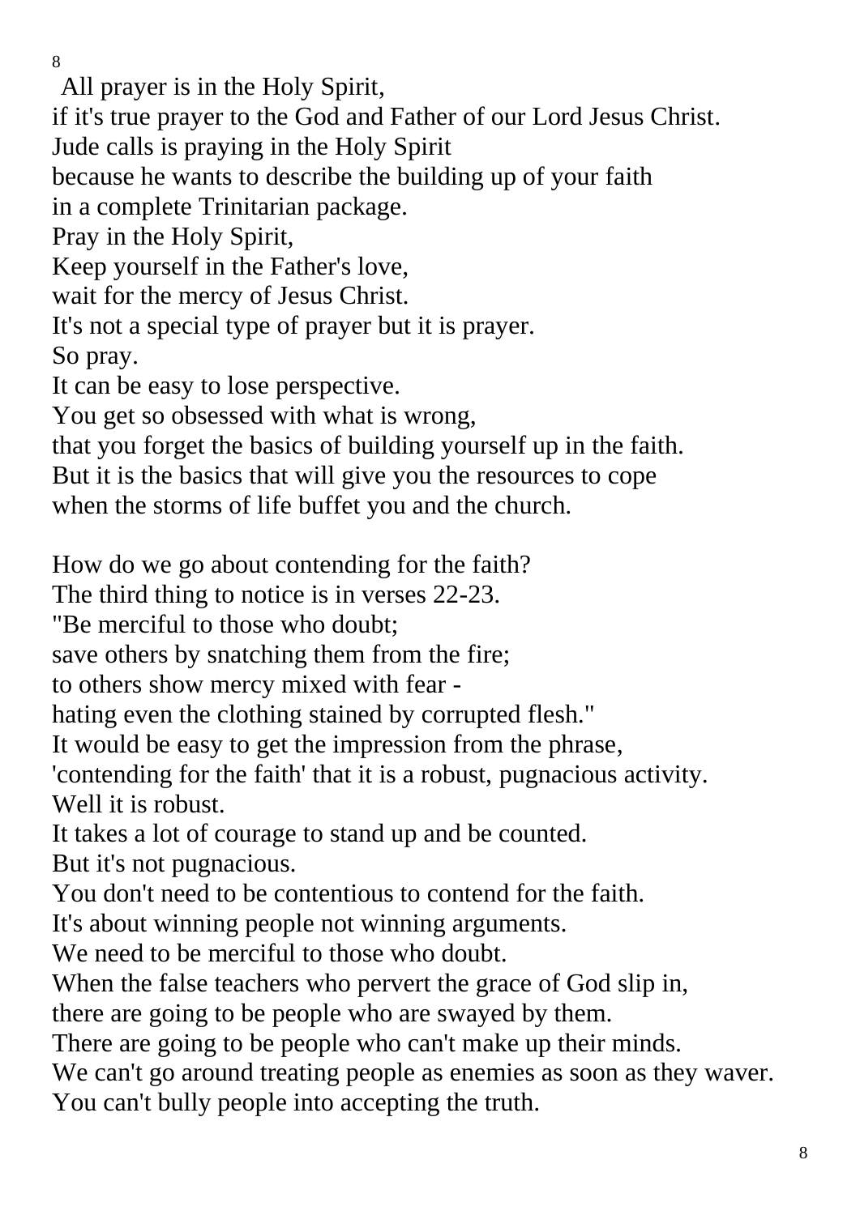All prayer is in the Holy Spirit,
if it's true prayer to the God and Father of our Lord Jesus Christ.
Jude calls is praying in the Holy Spirit
because he wants to describe the building up of your faith
in a complete Trinitarian package.
Pray in the Holy Spirit,
Keep yourself in the Father's love,
wait for the mercy of Jesus Christ.
It's not a special type of prayer but it is prayer.
So pray.
It can be easy to lose perspective.
You get so obsessed with what is wrong,
that you forget the basics of building yourself up in the faith.
But it is the basics that will give you the resources to cope
when the storms of life buffet you and the church.

How do we go about contending for the faith?
The third thing to notice is in verses 22-23.
"Be merciful to those who doubt;
save others by snatching them from the fire;
to others show mercy mixed with fear -
hating even the clothing stained by corrupted flesh."
It would be easy to get the impression from the phrase,
'contending for the faith' that it is a robust, pugnacious activity.
Well it is robust.
It takes a lot of courage to stand up and be counted.
But it's not pugnacious.
You don't need to be contentious to contend for the faith.
It's about winning people not winning arguments.
We need to be merciful to those who doubt.
When the false teachers who pervert the grace of God slip in,
there are going to be people who are swayed by them.
There are going to be people who can't make up their minds.
We can't go around treating people as enemies as soon as they waver.
You can't bully people into accepting the truth.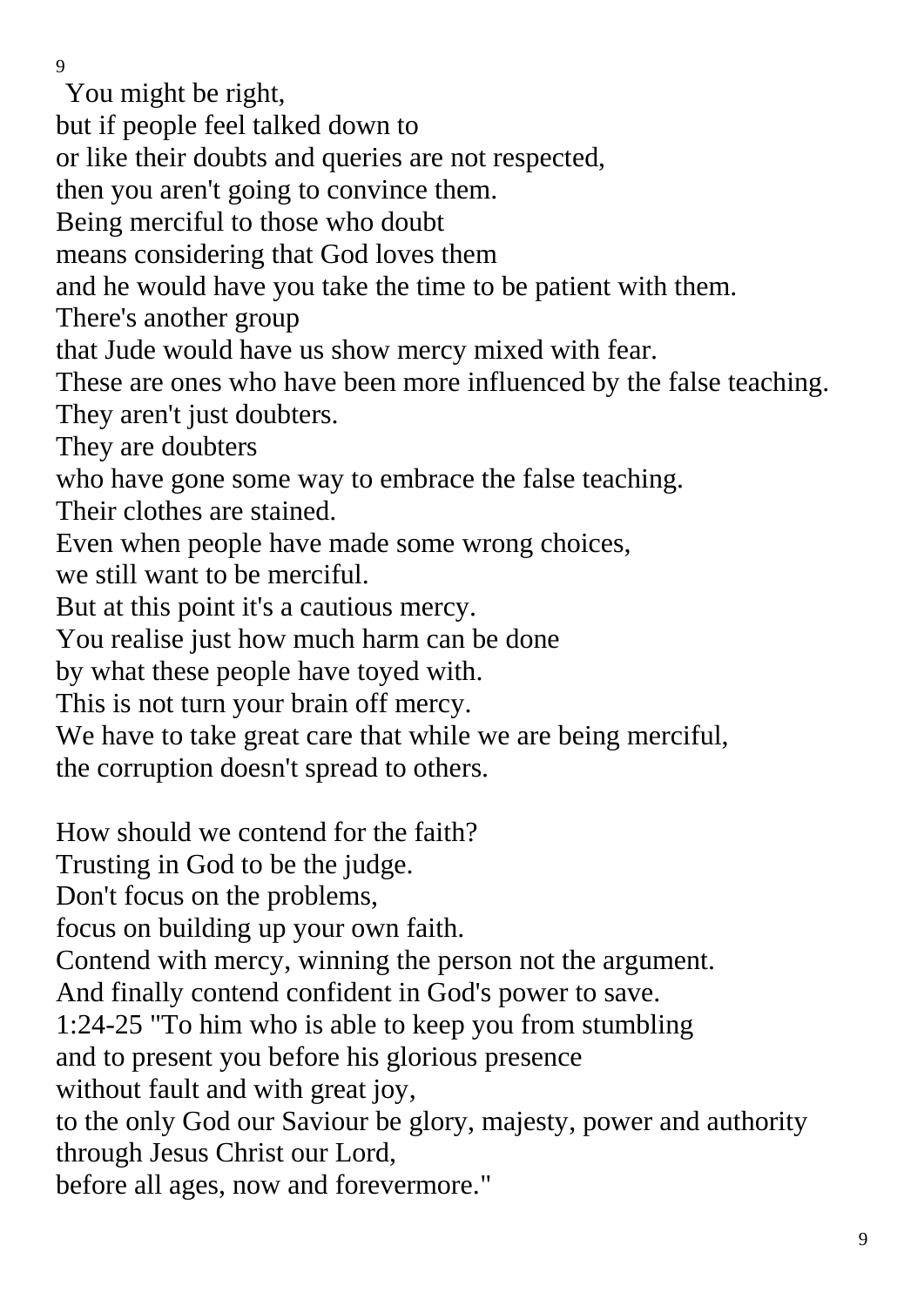You might be right,
but if people feel talked down to
or like their doubts and queries are not respected,
then you aren't going to convince them.
Being merciful to those who doubt
means considering that God loves them
and he would have you take the time to be patient with them.
There's another group
that Jude would have us show mercy mixed with fear.
These are ones who have been more influenced by the false teaching.
They aren't just doubters.
They are doubters
who have gone some way to embrace the false teaching.
Their clothes are stained.
Even when people have made some wrong choices,
we still want to be merciful.
But at this point it's a cautious mercy.
You realise just how much harm can be done
by what these people have toyed with.
This is not turn your brain off mercy.
We have to take great care that while we are being merciful,
the corruption doesn't spread to others.

How should we contend for the faith?
Trusting in God to be the judge.
Don't focus on the problems,
focus on building up your own faith.
Contend with mercy, winning the person not the argument.
And finally contend confident in God's power to save.
1:24-25 "To him who is able to keep you from stumbling
and to present you before his glorious presence
without fault and with great joy,
to the only God our Saviour be glory, majesty, power and authority
through Jesus Christ our Lord,
before all ages, now and forevermore."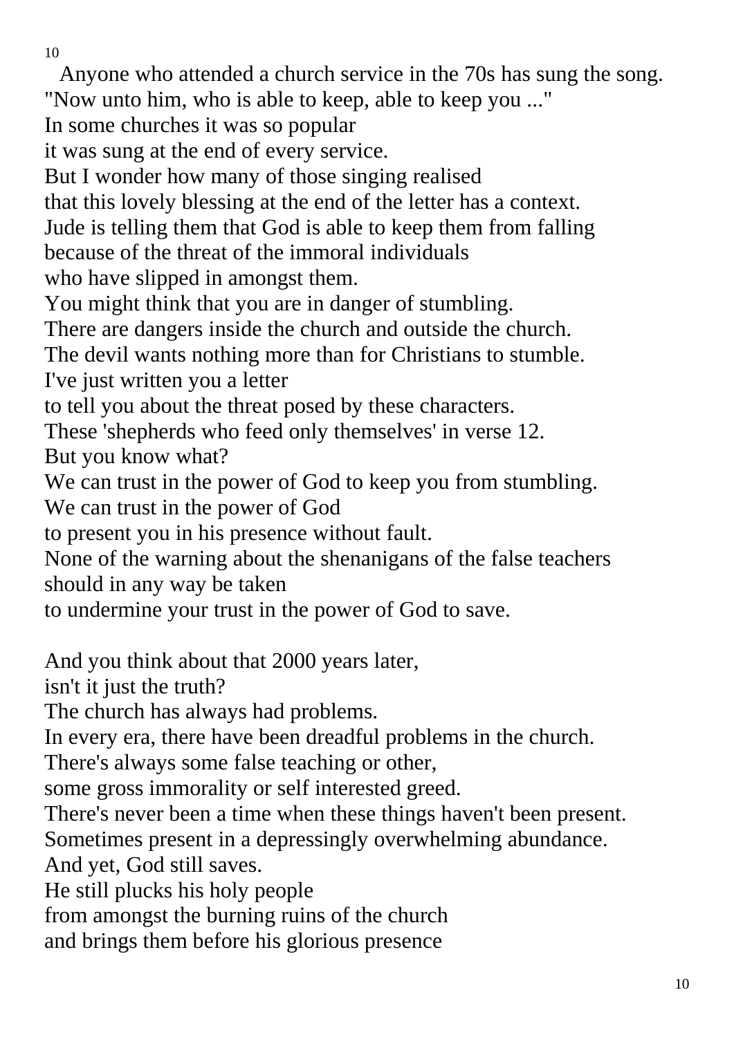Anyone who attended a church service in the 70s has sung the song.
"Now unto him, who is able to keep, able to keep you ..."
In some churches it was so popular
it was sung at the end of every service.
But I wonder how many of those singing realised
that this lovely blessing at the end of the letter has a context.
Jude is telling them that God is able to keep them from falling
because of the threat of the immoral individuals
who have slipped in amongst them.
You might think that you are in danger of stumbling.
There are dangers inside the church and outside the church.
The devil wants nothing more than for Christians to stumble.
I've just written you a letter
to tell you about the threat posed by these characters.
These 'shepherds who feed only themselves' in verse 12.
But you know what?
We can trust in the power of God to keep you from stumbling.
We can trust in the power of God
to present you in his presence without fault.
None of the warning about the shenanigans of the false teachers
should in any way be taken
to undermine your trust in the power of God to save.

And you think about that 2000 years later,
isn't it just the truth?
The church has always had problems.
In every era, there have been dreadful problems in the church.
There's always some false teaching or other,
some gross immorality or self interested greed.
There's never been a time when these things haven't been present.
Sometimes present in a depressingly overwhelming abundance.
And yet, God still saves.
He still plucks his holy people
from amongst the burning ruins of the church
and brings them before his glorious presence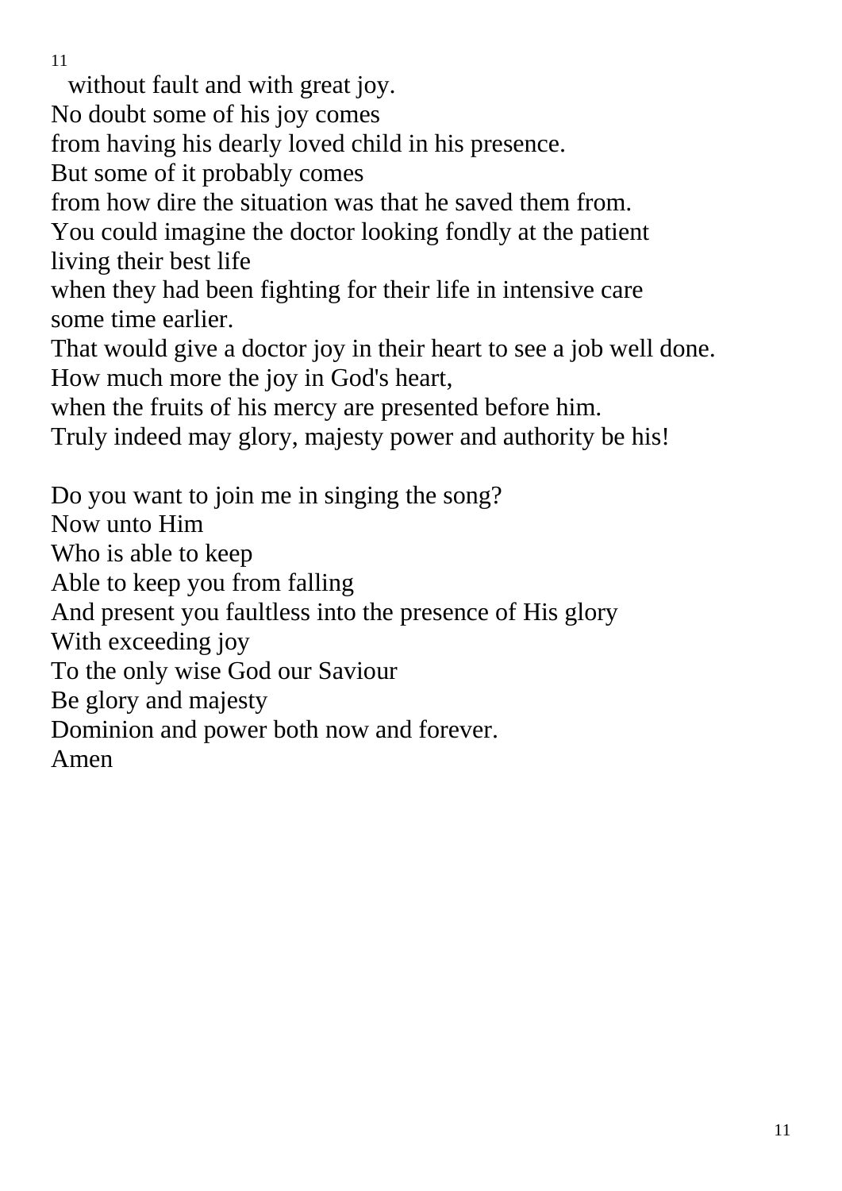without fault and with great joy.
No doubt some of his joy comes
from having his dearly loved child in his presence.
But some of it probably comes
from how dire the situation was that he saved them from.
You could imagine the doctor looking fondly at the patient
living their best life
when they had been fighting for their life in intensive care
some time earlier.
That would give a doctor joy in their heart to see a job well done.
How much more the joy in God's heart,
when the fruits of his mercy are presented before him.
Truly indeed may glory, majesty power and authority be his!

Do you want to join me in singing the song?
Now unto Him
Who is able to keep
Able to keep you from falling
And present you faultless into the presence of His glory
With exceeding joy
To the only wise God our Saviour
Be glory and majesty
Dominion and power both now and forever.
Amen